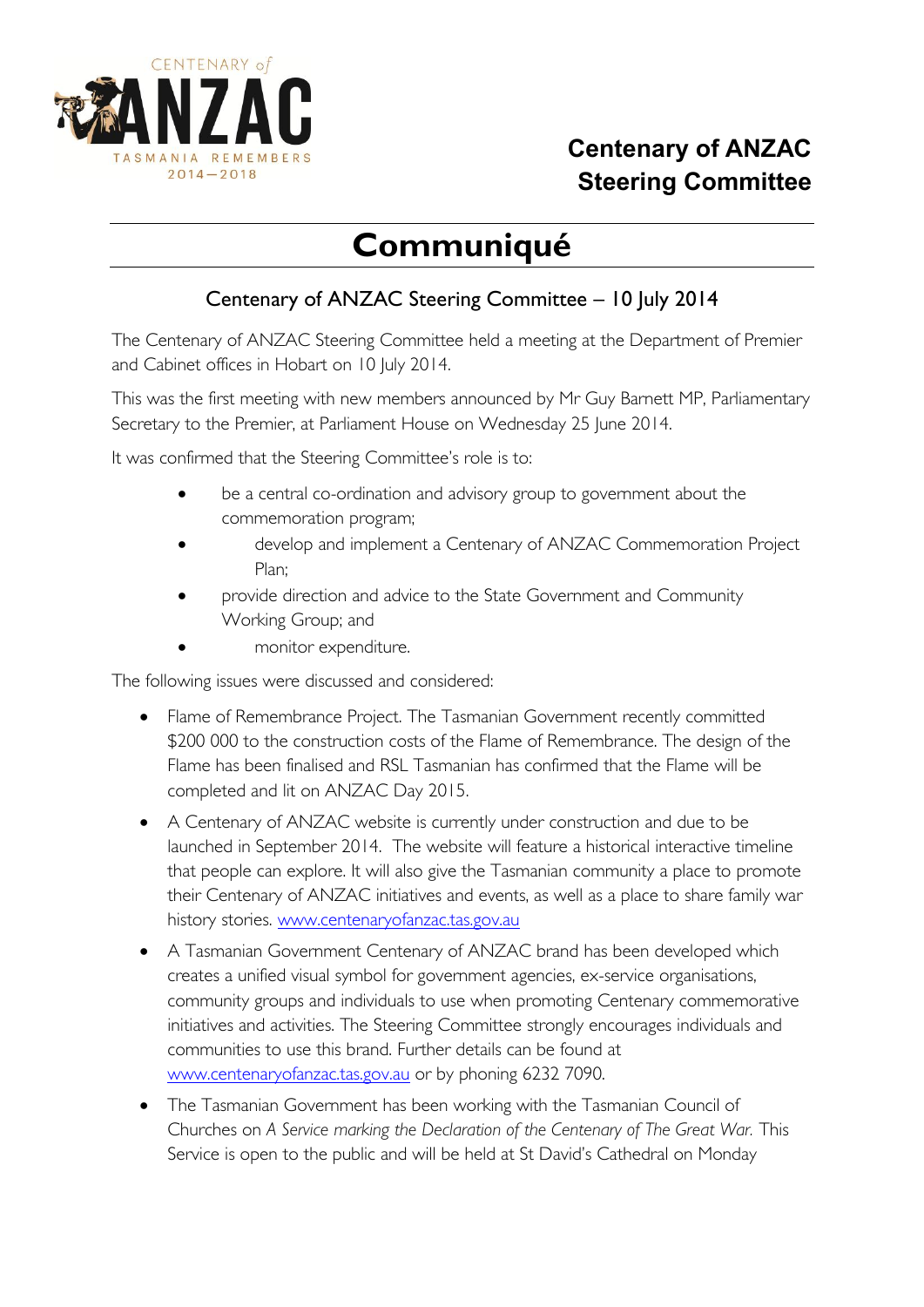## Centenary of ANZAC Steering Committee

# Communiqué

### Centenary of ANZAC Steering Committee – 10 July 2014

The Centenary of ANZAC Steering Committee held a meeting at the Department of Premier and Cabinet offices in Hobart on 10 July 2014.

This was the first meeting with new members announced by Mr Guy Barnett MP, Parliamentary Secretary to the Premier, at Parliament House on Wednesday 25 June 2014.

It was confirmed that the Steering Committee's role is to:

- be a central co-ordination and advisory group to government about the commemoration program;
- develop and implement a Centenary of ANZAC Commemoration Project Plan;
- provide direction and advice to the State Government and Community Working Group; and
- monitor expenditure.

The following issues were discussed and considered:

- Flame of Remembrance Project. The Tasmanian Government recently committed $200 000 to the construction costs of the Flame of Remembrance. The design of the Flame has been finalised and RSL Tasmanian has confirmed that the Flame will be completed and lit on ANZAC Day 2015.
- A Centenary of ANZAC website is currently under construction and due to be launched in September 2014. The website will feature a historical interactive timeline that people can explore. It will also give the Tasmanian community a place to promote their Centenary of ANZAC initiatives and events, as well as a place to share family war history stories. www.centenaryofanzac.tas.gov.au
- A Tasmanian Government Centenary of ANZAC brand has been developed which creates a unified visual symbol for government agencies, ex-service organisations, community groups and individuals to use when promoting Centenary commemorative initiatives and activities. The Steering Committee strongly encourages individuals and communities to use this brand. Further details can be found at www.centenaryofanzac.tas.gov.au or by phoning 6232 7090.
- The Tasmanian Government has been working with the Tasmanian Council of Churches on *A Service marking the Declaration of the Centenary of The Great War.* This Service is open to the public and will be held at St David's Cathedral on Monday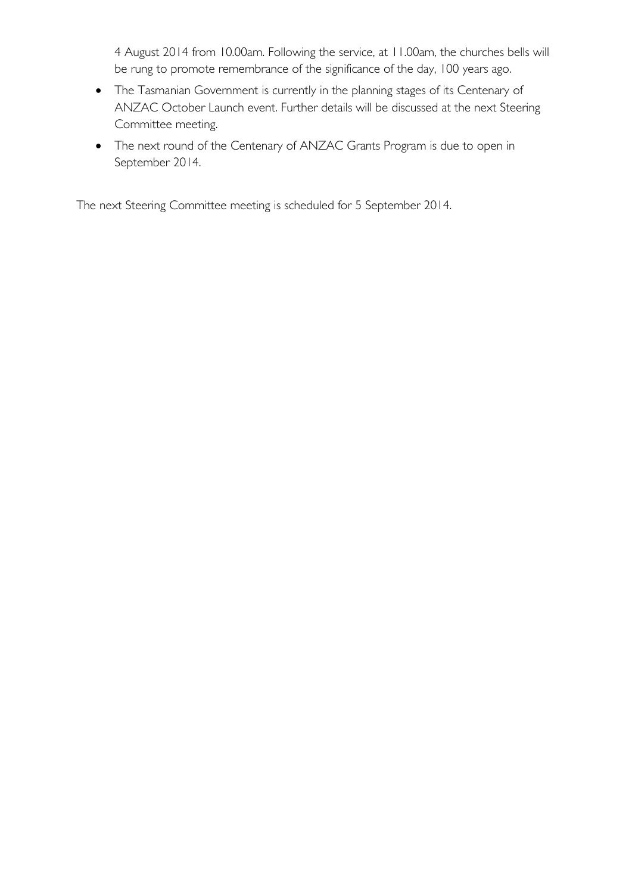4 August 2014 from 10.00am. Following the service, at 11.00am, the churches bells will be rung to promote remembrance of the significance of the day, 100 years ago.

- The Tasmanian Government is currently in the planning stages of its Centenary of ANZAC October Launch event. Further details will be discussed at the next Steering Committee meeting.
- The next round of the Centenary of ANZAC Grants Program is due to open in September 2014.

The next Steering Committee meeting is scheduled for 5 September 2014.